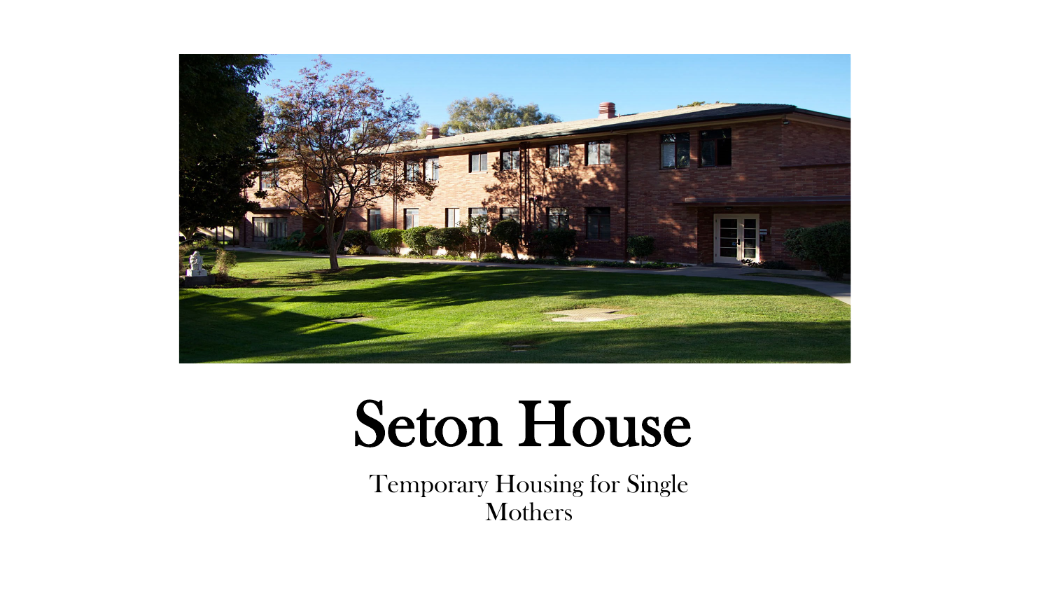# Seton House

Temporary Housing for Single Mothers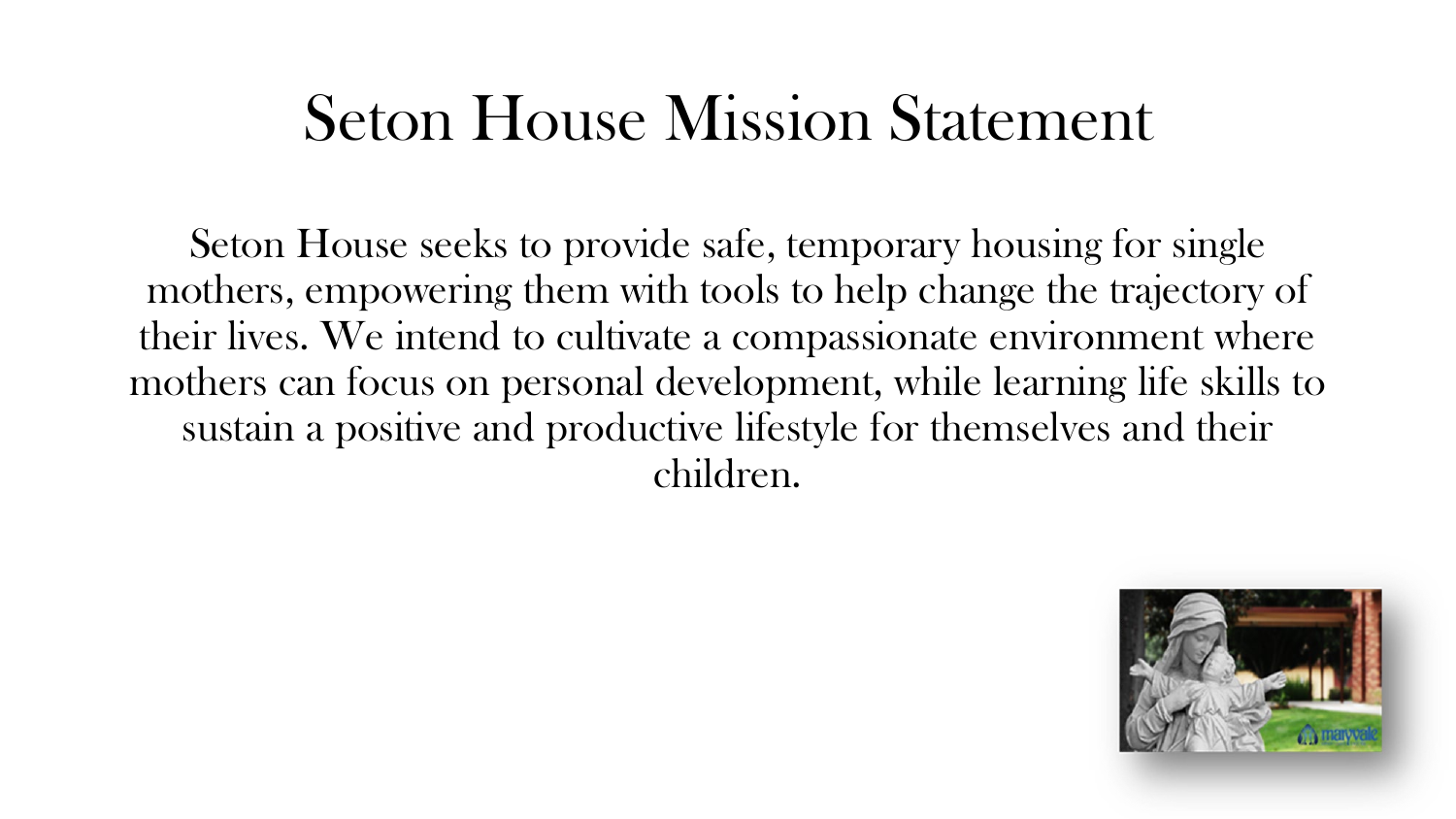# Seton House Mission Statement

Seton House seeks to provide safe, temporary housing for single mothers, empowering them with tools to help change the trajectory of their lives. We intend to cultivate a compassionate environment where mothers can focus on personal development, while learning life skills to sustain a positive and productive lifestyle for themselves and their children.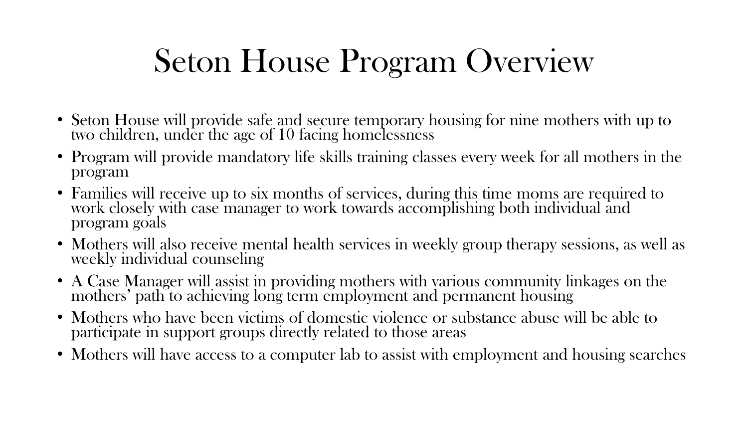# Seton House Program Overview

- Seton House will provide safe and secure temporary housing for nine mothers with up to two children, under the age of 10 facing homelessness
- Program will provide mandatory life skills training classes every week for all mothers in the program
- Families will receive up to six months of services, during this time moms are required to work closely with case manager to work towards accomplishing both individual and program goals
- Mothers will also receive mental health services in weekly group therapy sessions, as well as weekly individual counseling
- A Case Manager will assist in providing mothers with various community linkages on the mothers' path to achieving long term employment and permanent housing
- Mothers who have been victims of domestic violence or substance abuse will be able to participate in support groups directly related to those areas
- Mothers will have access to a computer lab to assist with employment and housing searches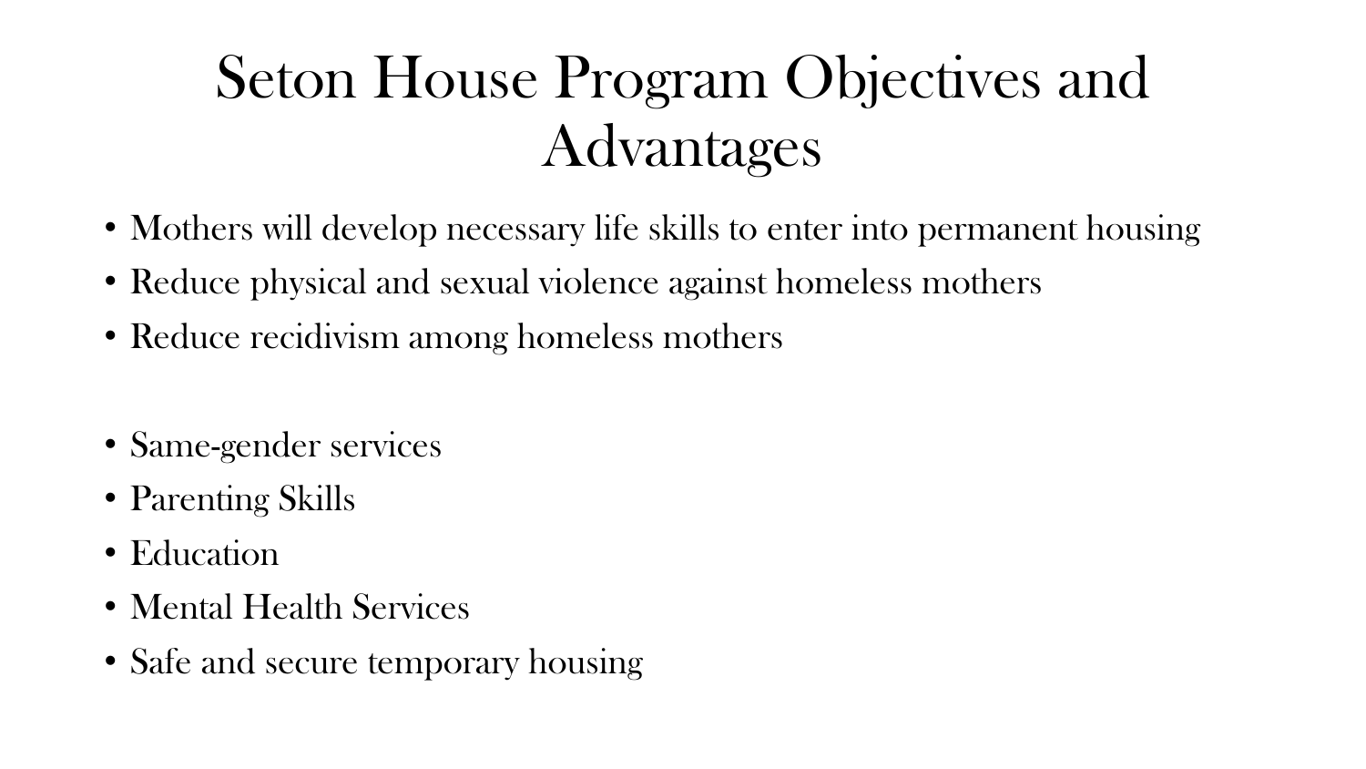# Seton House Program Objectives and Advantages

- Mothers will develop necessary life skills to enter into permanent housing
- Reduce physical and sexual violence against homeless mothers
- Reduce recidivism among homeless mothers

- Same-gender services
- Parenting Skills
- Education
- Mental Health Services
- Safe and secure temporary housing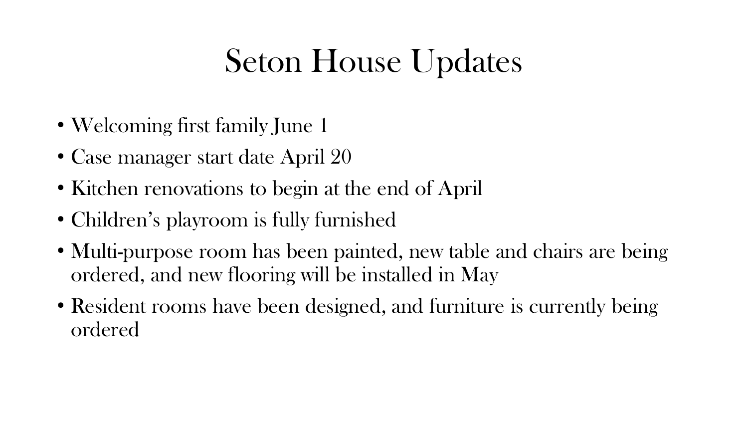# Seton House Updates

- Welcoming first family June 1
- Case manager start date April 20
- Kitchen renovations to begin at the end of April
- Children's playroom is fully furnished
- Multi-purpose room has been painted, new table and chairs are being ordered, and new flooring will be installed in May
- Resident rooms have been designed, and furniture is currently being ordered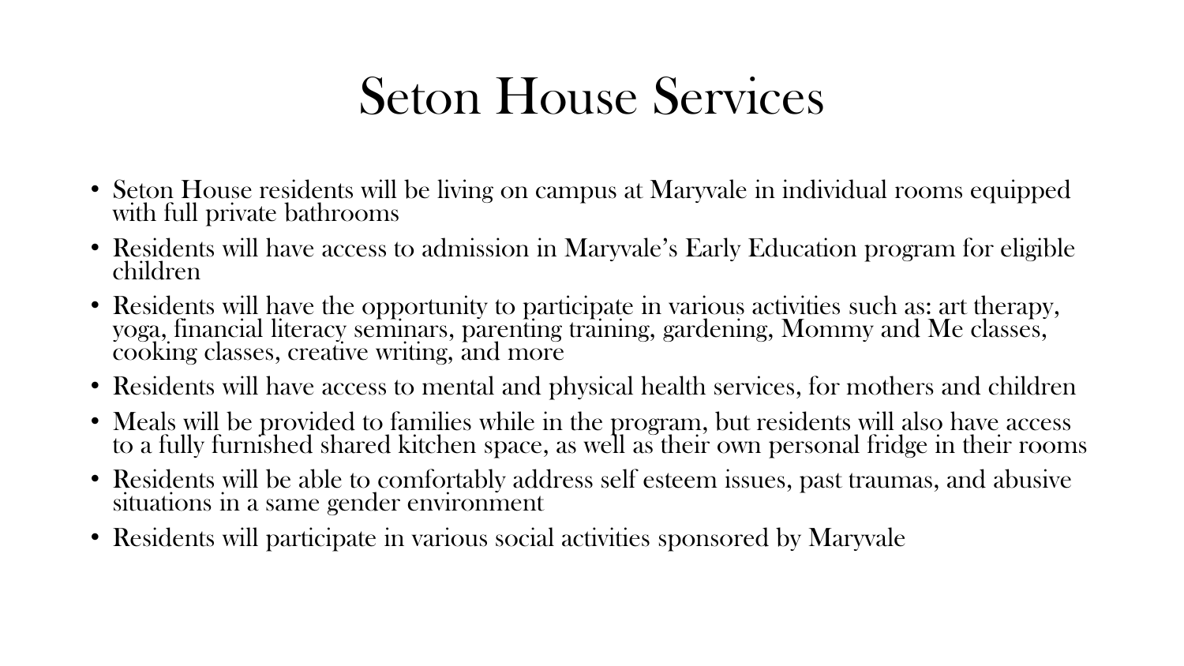# Seton House Services

- Seton House residents will be living on campus at Maryvale in individual rooms equipped with full private bathrooms
- Residents will have access to admission in Maryvale's Early Education program for eligible children
- Residents will have the opportunity to participate in various activities such as: art therapy, yoga, financial literacy seminars, parenting training, gardening, Mommy and Me classes, cooking classes, creative writing, and more
- Residents will have access to mental and physical health services, for mothers and children
- Meals will be provided to families while in the program, but residents will also have access to a fully furnished shared kitchen space, as well as their own personal fridge in their rooms
- Residents will be able to comfortably address self esteem issues, past traumas, and abusive situations in a same gender environment
- Residents will participate in various social activities sponsored by Maryvale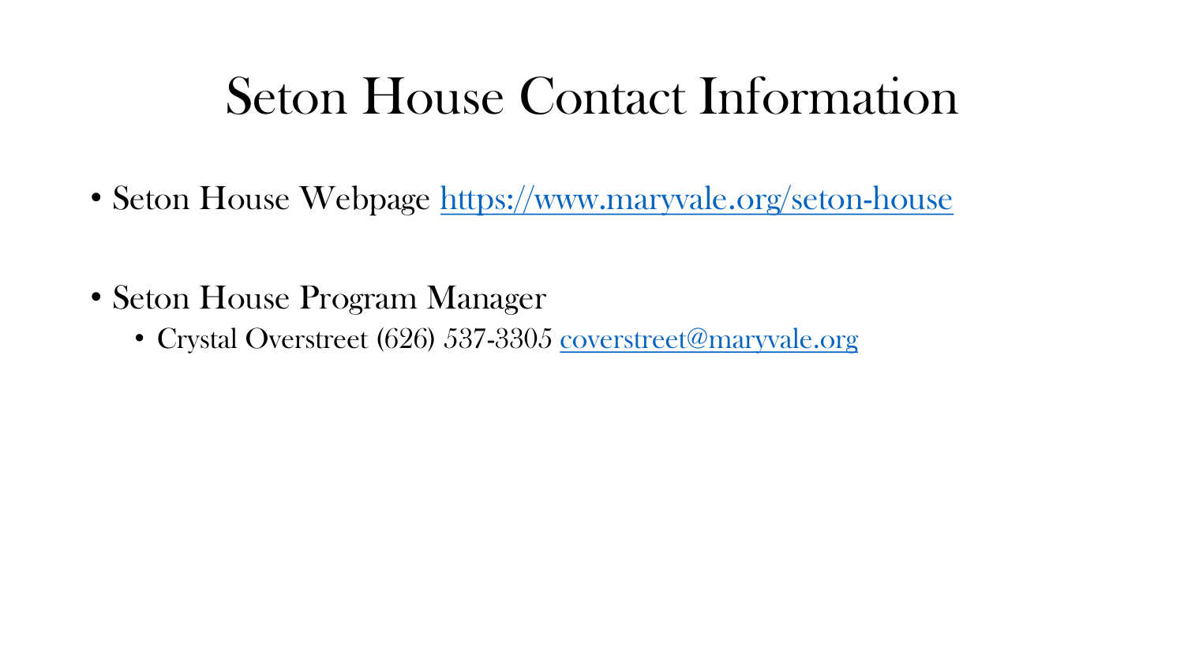# Seton House Contact Information

- Seton House Webpage https://www.maryvale.org/seton-house

- Seton House Program Manager
  - Crystal Overstreet (626) 537-3305 coverstreet@maryvale.org